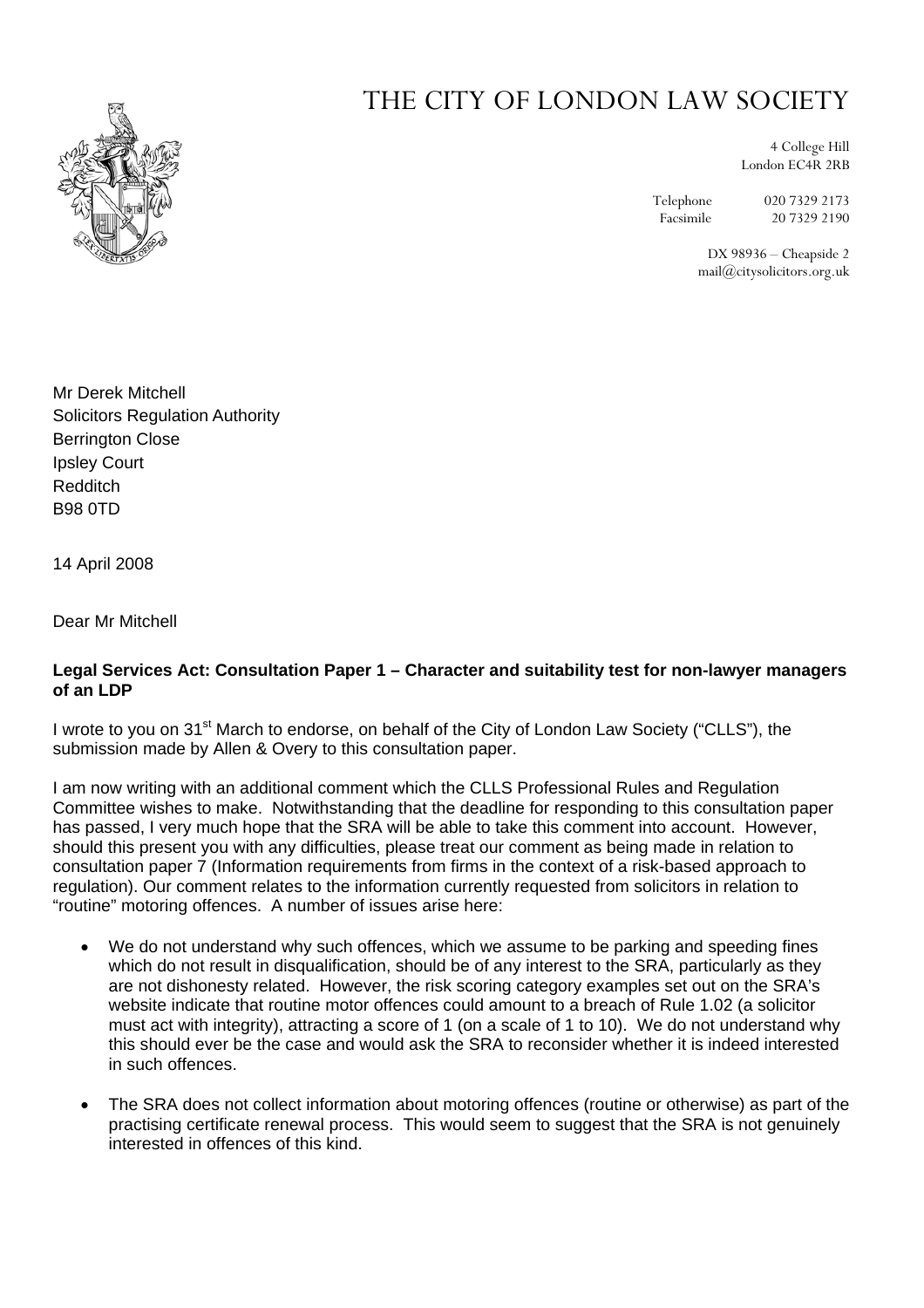# THE CITY OF LONDON LAW SOCIETY

4 College Hill
London EC4R 2RB

Telephone 020 7329 2173
Facsimile 20 7329 2190

DX 98936 – Cheapside 2
mail@citysolicitors.org.uk

Mr Derek Mitchell
Solicitors Regulation Authority
Berrington Close
Ipsley Court
Redditch
B98 0TD

14 April 2008

Dear Mr Mitchell

**Legal Services Act: Consultation Paper 1 – Character and suitability test for non-lawyer managers of an LDP**

I wrote to you on 31st March to endorse, on behalf of the City of London Law Society ("CLLS"), the submission made by Allen & Overy to this consultation paper.

I am now writing with an additional comment which the CLLS Professional Rules and Regulation Committee wishes to make. Notwithstanding that the deadline for responding to this consultation paper has passed, I very much hope that the SRA will be able to take this comment into account. However, should this present you with any difficulties, please treat our comment as being made in relation to consultation paper 7 (Information requirements from firms in the context of a risk-based approach to regulation). Our comment relates to the information currently requested from solicitors in relation to "routine" motoring offences. A number of issues arise here:

- We do not understand why such offences, which we assume to be parking and speeding fines which do not result in disqualification, should be of any interest to the SRA, particularly as they are not dishonesty related. However, the risk scoring category examples set out on the SRA's website indicate that routine motor offences could amount to a breach of Rule 1.02 (a solicitor must act with integrity), attracting a score of 1 (on a scale of 1 to 10). We do not understand why this should ever be the case and would ask the SRA to reconsider whether it is indeed interested in such offences.

- The SRA does not collect information about motoring offences (routine or otherwise) as part of the practising certificate renewal process. This would seem to suggest that the SRA is not genuinely interested in offences of this kind.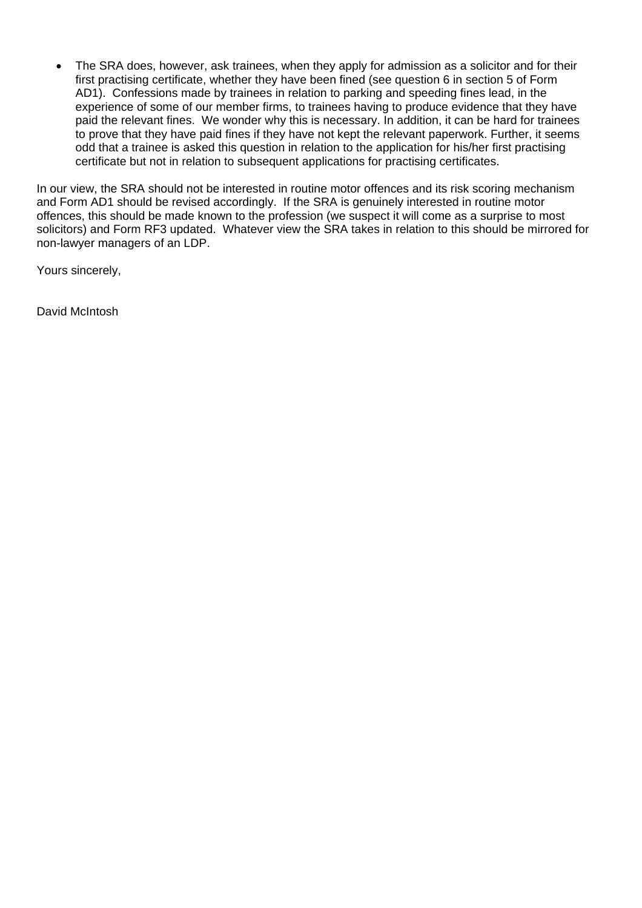- The SRA does, however, ask trainees, when they apply for admission as a solicitor and for their first practising certificate, whether they have been fined (see question 6 in section 5 of Form AD1). Confessions made by trainees in relation to parking and speeding fines lead, in the experience of some of our member firms, to trainees having to produce evidence that they have paid the relevant fines. We wonder why this is necessary. In addition, it can be hard for trainees to prove that they have paid fines if they have not kept the relevant paperwork. Further, it seems odd that a trainee is asked this question in relation to the application for his/her first practising certificate but not in relation to subsequent applications for practising certificates.

In our view, the SRA should not be interested in routine motor offences and its risk scoring mechanism and Form AD1 should be revised accordingly. If the SRA is genuinely interested in routine motor offences, this should be made known to the profession (we suspect it will come as a surprise to most solicitors) and Form RF3 updated. Whatever view the SRA takes in relation to this should be mirrored for non-lawyer managers of an LDP.

Yours sincerely,

David McIntosh